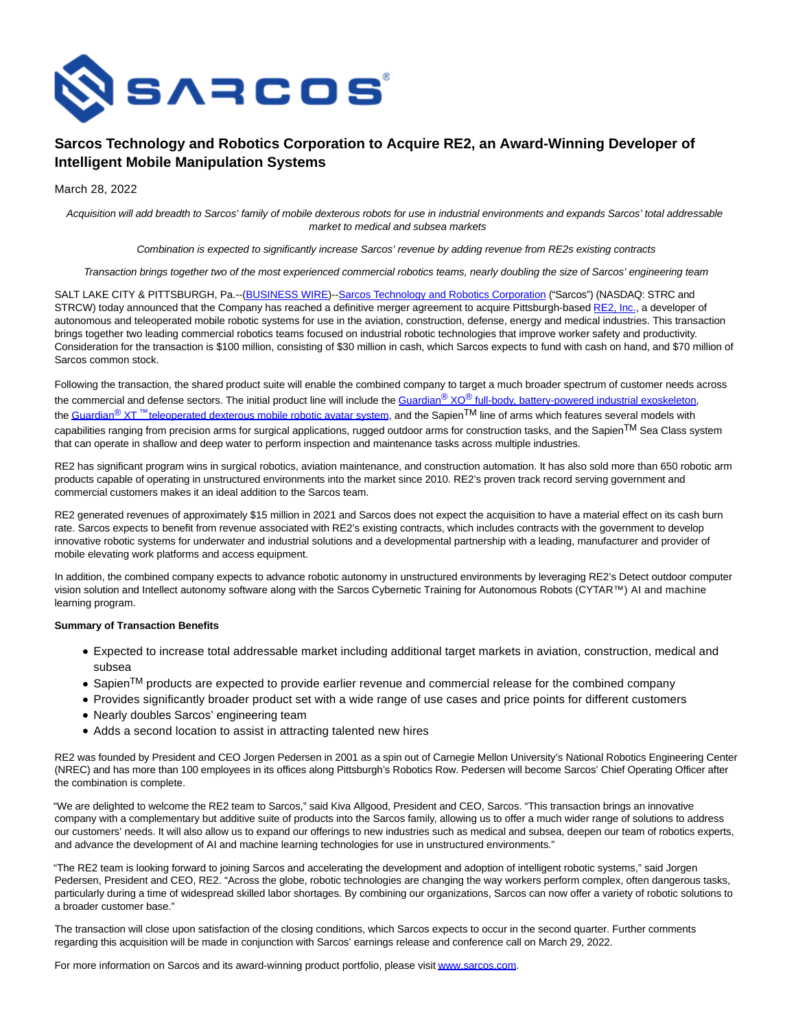# Sarcos Technology and Robotics Corporation to Acquire RE2, an Award-Winning Developer of Intelligent Mobile Manipulation Systems

March 28, 2022

*Acquisition will add breadth to Sarcos' family of mobile dexterous robots for use in industrial environments and expands Sarcos' total addressable market to medical and subsea markets*

*Combination is expected to significantly increase Sarcos' revenue by adding revenue from RE2s existing contracts*

*Transaction brings together two of the most experienced commercial robotics teams, nearly doubling the size of Sarcos' engineering team*

SALT LAKE CITY & PITTSBURGH, Pa.--(BUSINESS WIRE)--Sarcos Technology and Robotics Corporation ("Sarcos") (NASDAQ: STRC and STRCW) today announced that the Company has reached a definitive merger agreement to acquire Pittsburgh-based RE2, Inc., a developer of autonomous and teleoperated mobile robotic systems for use in the aviation, construction, defense, energy and medical industries. This transaction brings together two leading commercial robotics teams focused on industrial robotic technologies that improve worker safety and productivity. Consideration for the transaction is $100 million, consisting of $30 million in cash, which Sarcos expects to fund with cash on hand, and $70 million of Sarcos common stock.

Following the transaction, the shared product suite will enable the combined company to target a much broader spectrum of customer needs across the commercial and defense sectors. The initial product line will include the Guardian® XO® full-body, battery-powered industrial exoskeleton, the Guardian® XT ™teleoperated dexterous mobile robotic avatar system, and the Sapien™ line of arms which features several models with capabilities ranging from precision arms for surgical applications, rugged outdoor arms for construction tasks, and the Sapien™ Sea Class system that can operate in shallow and deep water to perform inspection and maintenance tasks across multiple industries.

RE2 has significant program wins in surgical robotics, aviation maintenance, and construction automation. It has also sold more than 650 robotic arm products capable of operating in unstructured environments into the market since 2010. RE2's proven track record serving government and commercial customers makes it an ideal addition to the Sarcos team.

RE2 generated revenues of approximately $15 million in 2021 and Sarcos does not expect the acquisition to have a material effect on its cash burn rate. Sarcos expects to benefit from revenue associated with RE2's existing contracts, which includes contracts with the government to develop innovative robotic systems for underwater and industrial solutions and a developmental partnership with a leading, manufacturer and provider of mobile elevating work platforms and access equipment.

In addition, the combined company expects to advance robotic autonomy in unstructured environments by leveraging RE2's Detect outdoor computer vision solution and Intellect autonomy software along with the Sarcos Cybernetic Training for Autonomous Robots (CYTAR™) AI and machine learning program.

**Summary of Transaction Benefits**

- Expected to increase total addressable market including additional target markets in aviation, construction, medical and subsea
- Sapien™ products are expected to provide earlier revenue and commercial release for the combined company
- Provides significantly broader product set with a wide range of use cases and price points for different customers
- Nearly doubles Sarcos' engineering team
- Adds a second location to assist in attracting talented new hires

RE2 was founded by President and CEO Jorgen Pedersen in 2001 as a spin out of Carnegie Mellon University's National Robotics Engineering Center (NREC) and has more than 100 employees in its offices along Pittsburgh's Robotics Row. Pedersen will become Sarcos' Chief Operating Officer after the combination is complete.

"We are delighted to welcome the RE2 team to Sarcos," said Kiva Allgood, President and CEO, Sarcos. "This transaction brings an innovative company with a complementary but additive suite of products into the Sarcos family, allowing us to offer a much wider range of solutions to address our customers' needs. It will also allow us to expand our offerings to new industries such as medical and subsea, deepen our team of robotics experts, and advance the development of AI and machine learning technologies for use in unstructured environments."

"The RE2 team is looking forward to joining Sarcos and accelerating the development and adoption of intelligent robotic systems," said Jorgen Pedersen, President and CEO, RE2. "Across the globe, robotic technologies are changing the way workers perform complex, often dangerous tasks, particularly during a time of widespread skilled labor shortages. By combining our organizations, Sarcos can now offer a variety of robotic solutions to a broader customer base."

The transaction will close upon satisfaction of the closing conditions, which Sarcos expects to occur in the second quarter. Further comments regarding this acquisition will be made in conjunction with Sarcos' earnings release and conference call on March 29, 2022.

For more information on Sarcos and its award-winning product portfolio, please visit www.sarcos.com.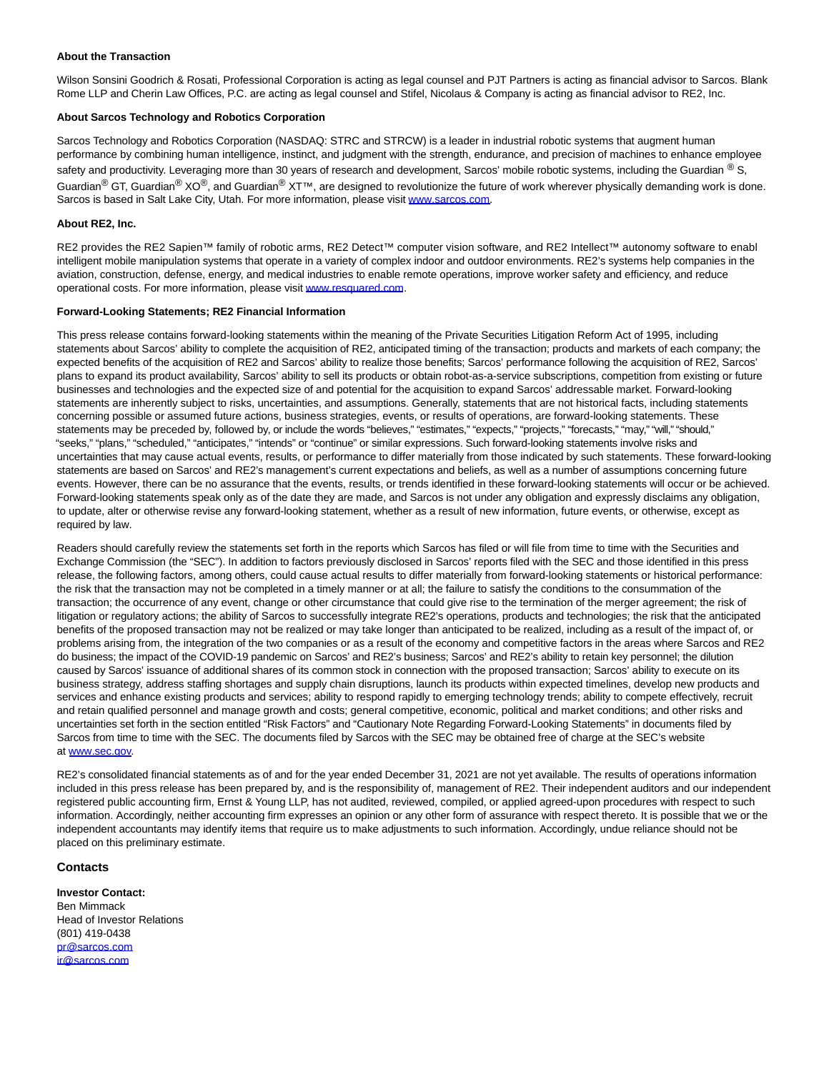**About the Transaction**

Wilson Sonsini Goodrich & Rosati, Professional Corporation is acting as legal counsel and PJT Partners is acting as financial advisor to Sarcos. Blank Rome LLP and Cherin Law Offices, P.C. are acting as legal counsel and Stifel, Nicolaus & Company is acting as financial advisor to RE2, Inc.

**About Sarcos Technology and Robotics Corporation**

Sarcos Technology and Robotics Corporation (NASDAQ: STRC and STRCW) is a leader in industrial robotic systems that augment human performance by combining human intelligence, instinct, and judgment with the strength, endurance, and precision of machines to enhance employee safety and productivity. Leveraging more than 30 years of research and development, Sarcos' mobile robotic systems, including the Guardian ® S, Guardian® GT, Guardian® XO®, and Guardian® XT™, are designed to revolutionize the future of work wherever physically demanding work is done. Sarcos is based in Salt Lake City, Utah. For more information, please visit www.sarcos.com.

**About RE2, Inc.**

RE2 provides the RE2 Sapien™ family of robotic arms, RE2 Detect™ computer vision software, and RE2 Intellect™ autonomy software to enabl intelligent mobile manipulation systems that operate in a variety of complex indoor and outdoor environments. RE2's systems help companies in the aviation, construction, defense, energy, and medical industries to enable remote operations, improve worker safety and efficiency, and reduce operational costs. For more information, please visit www.resquared.com.

**Forward-Looking Statements; RE2 Financial Information**

This press release contains forward-looking statements within the meaning of the Private Securities Litigation Reform Act of 1995, including statements about Sarcos' ability to complete the acquisition of RE2, anticipated timing of the transaction; products and markets of each company; the expected benefits of the acquisition of RE2 and Sarcos' ability to realize those benefits; Sarcos' performance following the acquisition of RE2, Sarcos' plans to expand its product availability, Sarcos' ability to sell its products or obtain robot-as-a-service subscriptions, competition from existing or future businesses and technologies and the expected size of and potential for the acquisition to expand Sarcos' addressable market. Forward-looking statements are inherently subject to risks, uncertainties, and assumptions. Generally, statements that are not historical facts, including statements concerning possible or assumed future actions, business strategies, events, or results of operations, are forward-looking statements. These statements may be preceded by, followed by, or include the words "believes," "estimates," "expects," "projects," "forecasts," "may," "will," "should," "seeks," "plans," "scheduled," "anticipates," "intends" or "continue" or similar expressions. Such forward-looking statements involve risks and uncertainties that may cause actual events, results, or performance to differ materially from those indicated by such statements. These forward-looking statements are based on Sarcos' and RE2's management's current expectations and beliefs, as well as a number of assumptions concerning future events. However, there can be no assurance that the events, results, or trends identified in these forward-looking statements will occur or be achieved. Forward-looking statements speak only as of the date they are made, and Sarcos is not under any obligation and expressly disclaims any obligation, to update, alter or otherwise revise any forward-looking statement, whether as a result of new information, future events, or otherwise, except as required by law.

Readers should carefully review the statements set forth in the reports which Sarcos has filed or will file from time to time with the Securities and Exchange Commission (the "SEC"). In addition to factors previously disclosed in Sarcos' reports filed with the SEC and those identified in this press release, the following factors, among others, could cause actual results to differ materially from forward-looking statements or historical performance: the risk that the transaction may not be completed in a timely manner or at all; the failure to satisfy the conditions to the consummation of the transaction; the occurrence of any event, change or other circumstance that could give rise to the termination of the merger agreement; the risk of litigation or regulatory actions; the ability of Sarcos to successfully integrate RE2's operations, products and technologies; the risk that the anticipated benefits of the proposed transaction may not be realized or may take longer than anticipated to be realized, including as a result of the impact of, or problems arising from, the integration of the two companies or as a result of the economy and competitive factors in the areas where Sarcos and RE2 do business; the impact of the COVID-19 pandemic on Sarcos' and RE2's business; Sarcos' and RE2's ability to retain key personnel; the dilution caused by Sarcos' issuance of additional shares of its common stock in connection with the proposed transaction; Sarcos' ability to execute on its business strategy, address staffing shortages and supply chain disruptions, launch its products within expected timelines, develop new products and services and enhance existing products and services; ability to respond rapidly to emerging technology trends; ability to compete effectively, recruit and retain qualified personnel and manage growth and costs; general competitive, economic, political and market conditions; and other risks and uncertainties set forth in the section entitled "Risk Factors" and "Cautionary Note Regarding Forward-Looking Statements" in documents filed by Sarcos from time to time with the SEC. The documents filed by Sarcos with the SEC may be obtained free of charge at the SEC's website at www.sec.gov.

RE2's consolidated financial statements as of and for the year ended December 31, 2021 are not yet available. The results of operations information included in this press release has been prepared by, and is the responsibility of, management of RE2. Their independent auditors and our independent registered public accounting firm, Ernst & Young LLP, has not audited, reviewed, compiled, or applied agreed-upon procedures with respect to such information. Accordingly, neither accounting firm expresses an opinion or any other form of assurance with respect thereto. It is possible that we or the independent accountants may identify items that require us to make adjustments to such information. Accordingly, undue reliance should not be placed on this preliminary estimate.

## Contacts

**Investor Contact:**
Ben Mimmack
Head of Investor Relations
(801) 419-0438
pr@sarcos.com
ir@sarcos.com